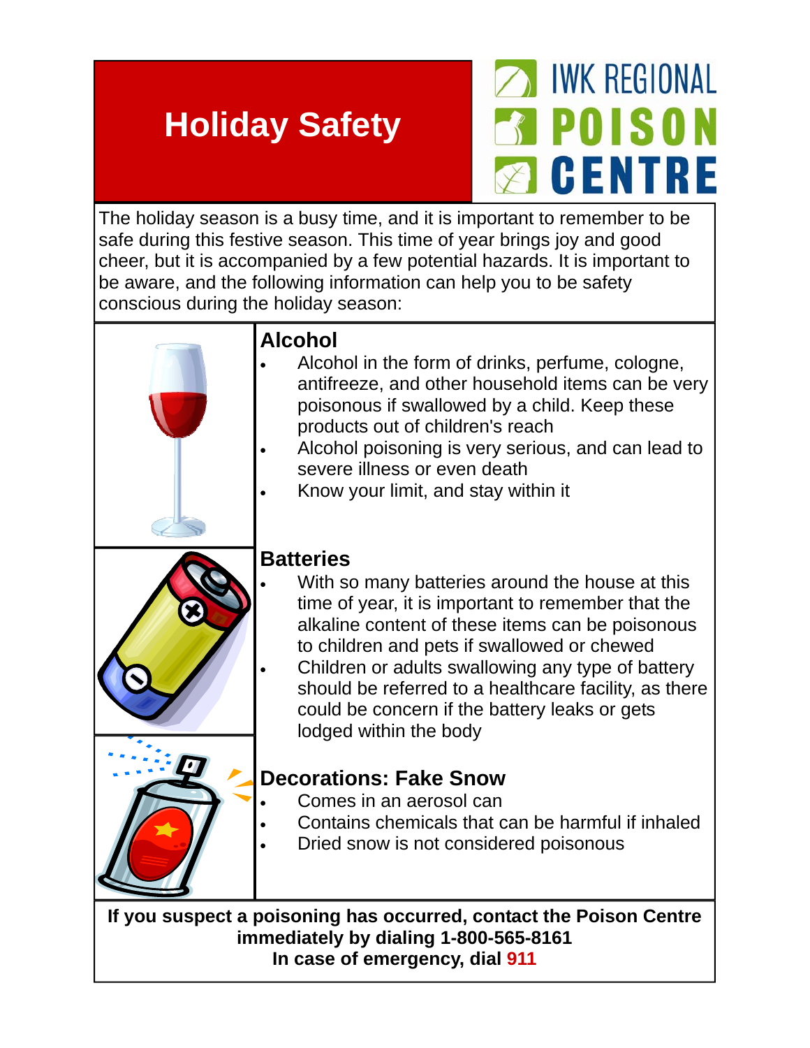# Holiday Safety

IWK REGIONAL POISON CENTRE

The holiday season is a busy time, and it is important to remember to be safe during this festive season. This time of year brings joy and good cheer, but it is accompanied by a few potential hazards. It is important to be aware, and the following information can help you to be safety conscious during the holiday season:

## Alcohol

- Alcohol in the form of drinks, perfume, cologne, antifreeze, and other household items can be very poisonous if swallowed by a child. Keep these products out of children's reach
- Alcohol poisoning is very serious, and can lead to severe illness or even death
- Know your limit, and stay within it

## Batteries

- With so many batteries around the house at this time of year, it is important to remember that the alkaline content of these items can be poisonous to children and pets if swallowed or chewed
- Children or adults swallowing any type of battery should be referred to a healthcare facility, as there could be concern if the battery leaks or gets lodged within the body

## Decorations: Fake Snow

- Comes in an aerosol can
- Contains chemicals that can be harmful if inhaled
- Dried snow is not considered poisonous

**If you suspect a poisoning has occurred, contact the Poison Centre immediately by dialing 1-800-565-8161**
**In case of emergency, dial 911**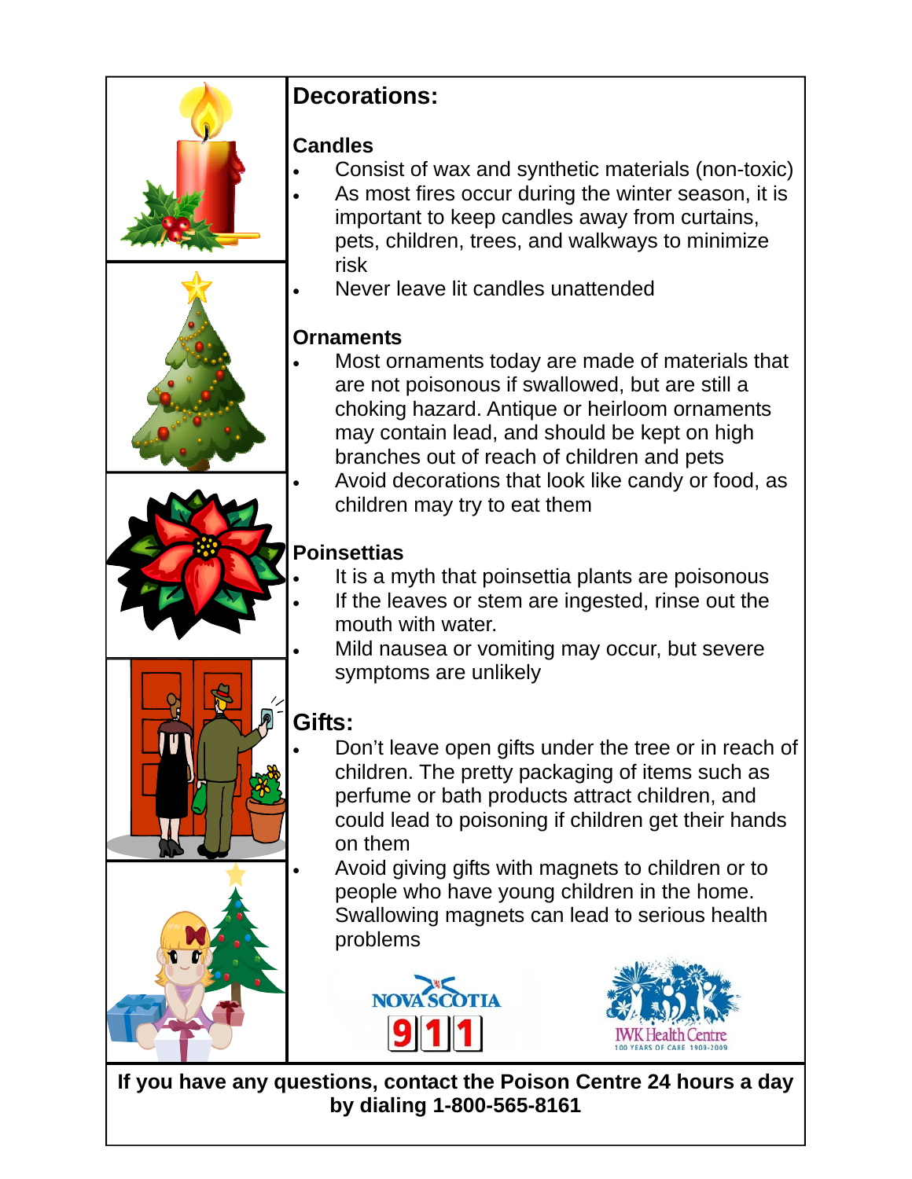## Decorations:

### Candles

- Consist of wax and synthetic materials (non-toxic)
- As most fires occur during the winter season, it is important to keep candles away from curtains, pets, children, trees, and walkways to minimize risk
- Never leave lit candles unattended

### Ornaments

- Most ornaments today are made of materials that are not poisonous if swallowed, but are still a choking hazard. Antique or heirloom ornaments may contain lead, and should be kept on high branches out of reach of children and pets
- Avoid decorations that look like candy or food, as children may try to eat them

### Poinsettias

- It is a myth that poinsettia plants are poisonous
- If the leaves or stem are ingested, rinse out the mouth with water.
- Mild nausea or vomiting may occur, but severe symptoms are unlikely

## Gifts:

- Don't leave open gifts under the tree or in reach of children. The pretty packaging of items such as perfume or bath products attract children, and could lead to poisoning if children get their hands on them
- Avoid giving gifts with magnets to children or to people who have young children in the home. Swallowing magnets can lead to serious health problems

NOVA SCOTIA 911

IWK Health Centre
100 YEARS OF CARE 1909-2009

**If you have any questions, contact the Poison Centre 24 hours a day by dialing 1-800-565-8161**